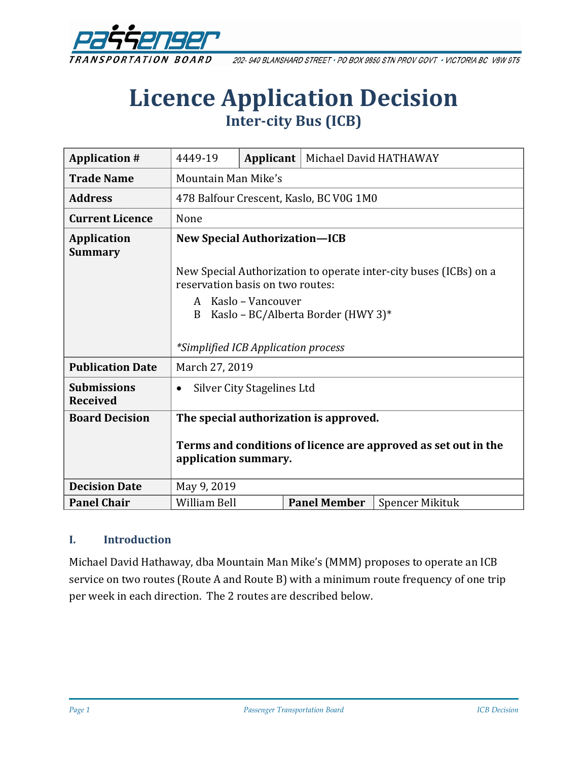# Licence Application Decision

## Inter-city Bus (ICB)

| Application # | 4449-19 | Applicant | Michael David HATHAWAY |
|---|---|---|---|
| Trade Name | Mountain Man Mike's | | |
| Address | 478 Balfour Crescent, Kaslo, BC V0G 1M0 | | |
| Current Licence | None | | |
| Application Summary | **New Special Authorization—ICB**<br><br>New Special Authorization to operate inter-city buses (ICBs) on a reservation basis on two routes:<br>A Kaslo – Vancouver<br>B Kaslo – BC/Alberta Border (HWY 3)*<br><br>*Simplified ICB Application process* | | |
| Publication Date | March 27, 2019 | | |
| Submissions Received | • Silver City Stagelines Ltd | | |
| Board Decision | **The special authorization is approved.**<br><br>**Terms and conditions of licence are approved as set out in the application summary.** | | |
| Decision Date | May 9, 2019 | | |
| Panel Chair | William Bell | Panel Member | Spencer Mikituk |

### I. Introduction

Michael David Hathaway, dba Mountain Man Mike's (MMM) proposes to operate an ICB service on two routes (Route A and Route B) with a minimum route frequency of one trip per week in each direction. The 2 routes are described below.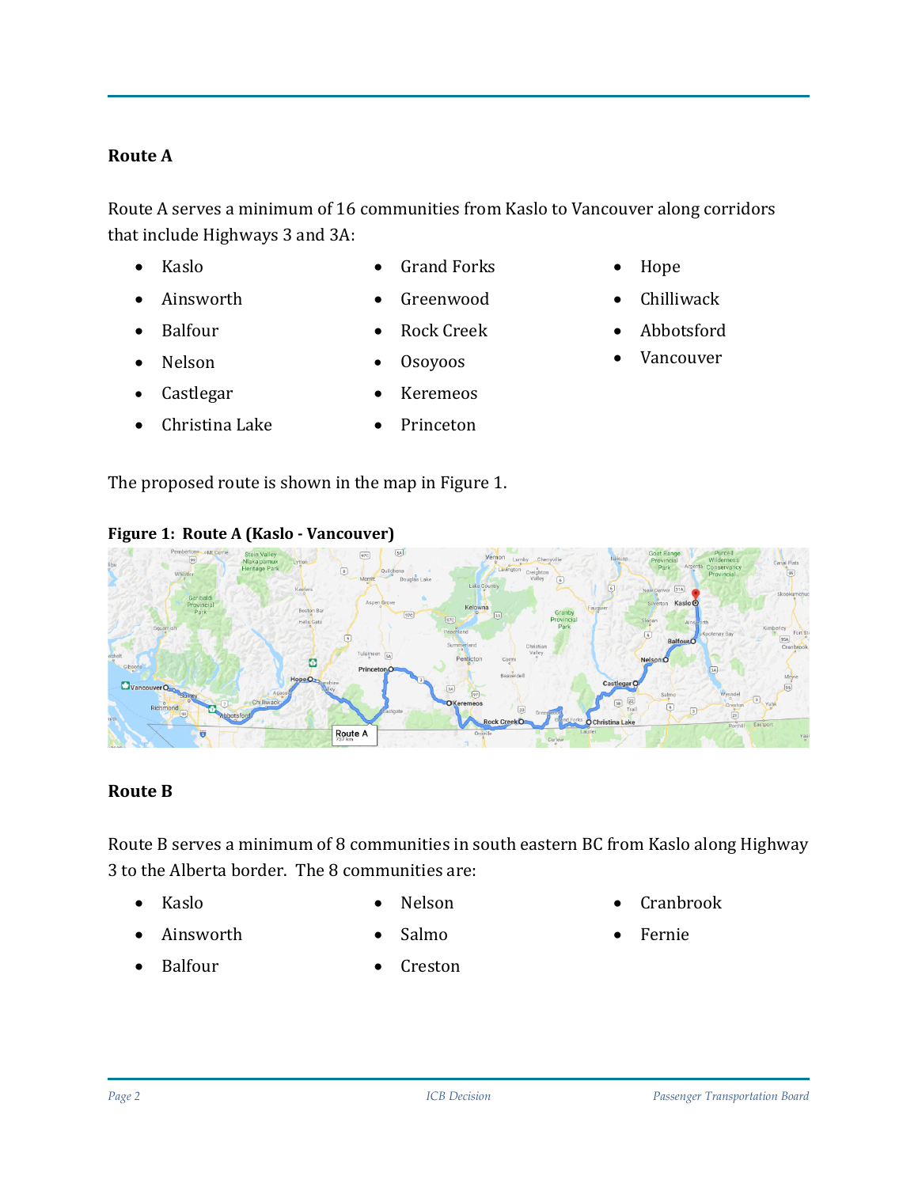## Route A

Route A serves a minimum of 16 communities from Kaslo to Vancouver along corridors that include Highways 3 and 3A:

- Kaslo
- Ainsworth
- Balfour
- Nelson
- Castlegar
- Christina Lake
- Grand Forks
- Greenwood
- Rock Creek
- Osoyoos
- Keremeos
- Princeton
- Hope
- Chilliwack
- Abbotsford
- Vancouver

The proposed route is shown in the map in Figure 1.

**Figure 1: Route A (Kaslo - Vancouver)**

## Route B

Route B serves a minimum of 8 communities in south eastern BC from Kaslo along Highway 3 to the Alberta border. The 8 communities are:

- Kaslo
- Ainsworth
- Balfour
- Nelson
- Salmo
- Creston
- Cranbrook
- Fernie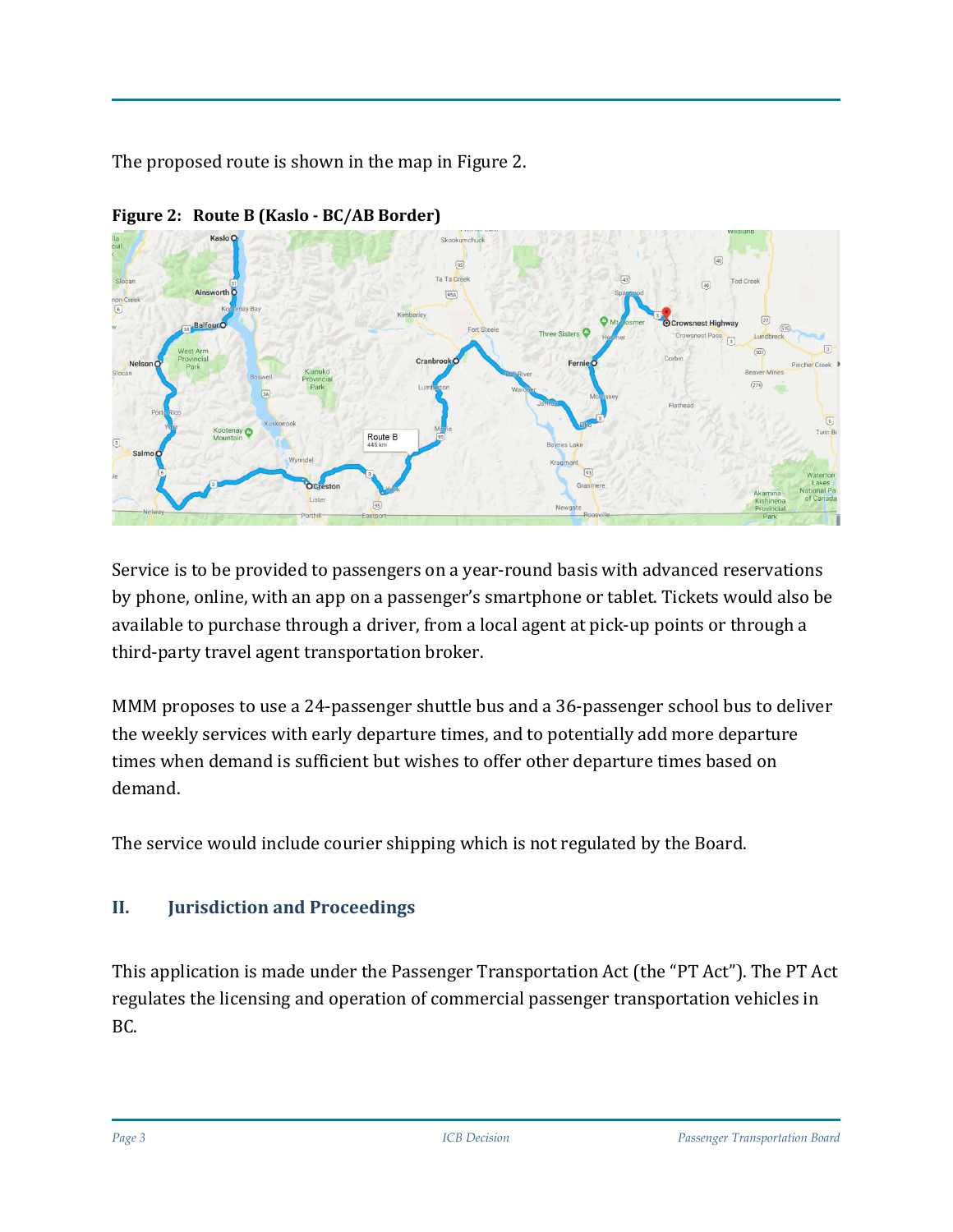The proposed route is shown in the map in Figure 2.

**Figure 2: Route B (Kaslo - BC/AB Border)**

Service is to be provided to passengers on a year-round basis with advanced reservations by phone, online, with an app on a passenger's smartphone or tablet. Tickets would also be available to purchase through a driver, from a local agent at pick-up points or through a third-party travel agent transportation broker.

MMM proposes to use a 24-passenger shuttle bus and a 36-passenger school bus to deliver the weekly services with early departure times, and to potentially add more departure times when demand is sufficient but wishes to offer other departure times based on demand.

The service would include courier shipping which is not regulated by the Board.

## II. Jurisdiction and Proceedings

This application is made under the Passenger Transportation Act (the "PT Act"). The PT Act regulates the licensing and operation of commercial passenger transportation vehicles in BC.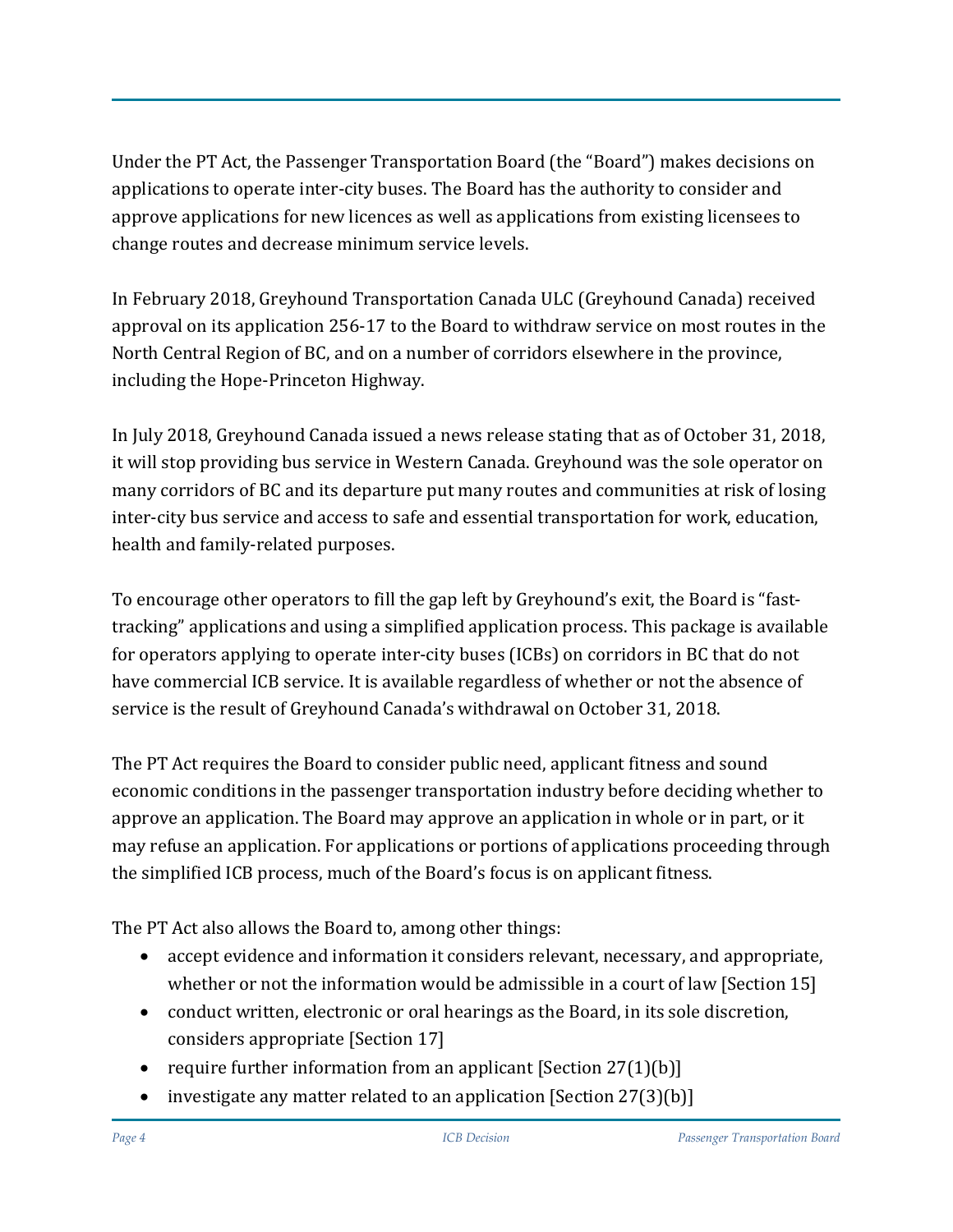Under the PT Act, the Passenger Transportation Board (the "Board") makes decisions on applications to operate inter-city buses. The Board has the authority to consider and approve applications for new licences as well as applications from existing licensees to change routes and decrease minimum service levels.

In February 2018, Greyhound Transportation Canada ULC (Greyhound Canada) received approval on its application 256-17 to the Board to withdraw service on most routes in the North Central Region of BC, and on a number of corridors elsewhere in the province, including the Hope-Princeton Highway.

In July 2018, Greyhound Canada issued a news release stating that as of October 31, 2018, it will stop providing bus service in Western Canada. Greyhound was the sole operator on many corridors of BC and its departure put many routes and communities at risk of losing inter-city bus service and access to safe and essential transportation for work, education, health and family-related purposes.

To encourage other operators to fill the gap left by Greyhound's exit, the Board is "fast-tracking" applications and using a simplified application process. This package is available for operators applying to operate inter-city buses (ICBs) on corridors in BC that do not have commercial ICB service. It is available regardless of whether or not the absence of service is the result of Greyhound Canada's withdrawal on October 31, 2018.

The PT Act requires the Board to consider public need, applicant fitness and sound economic conditions in the passenger transportation industry before deciding whether to approve an application. The Board may approve an application in whole or in part, or it may refuse an application. For applications or portions of applications proceeding through the simplified ICB process, much of the Board's focus is on applicant fitness.

The PT Act also allows the Board to, among other things:

- accept evidence and information it considers relevant, necessary, and appropriate, whether or not the information would be admissible in a court of law [Section 15]
- conduct written, electronic or oral hearings as the Board, in its sole discretion, considers appropriate [Section 17]
- require further information from an applicant [Section 27(1)(b)]
- investigate any matter related to an application [Section 27(3)(b)]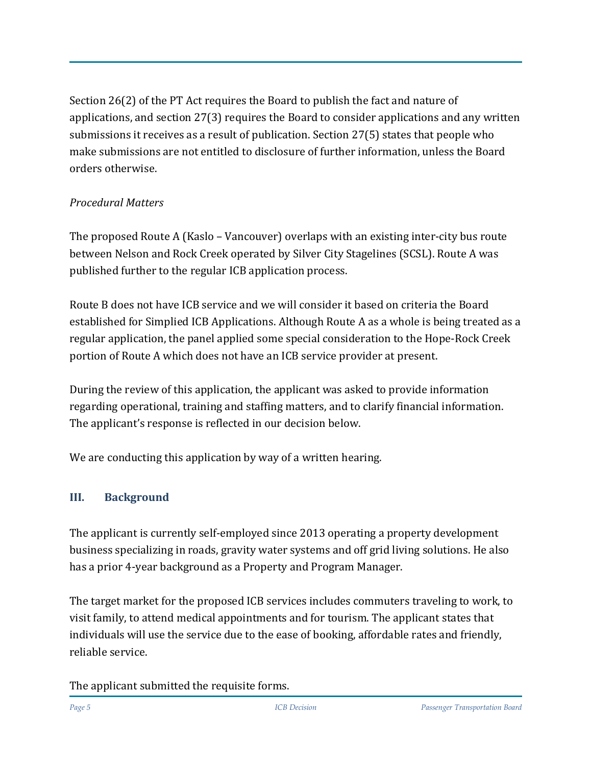Section 26(2) of the PT Act requires the Board to publish the fact and nature of applications, and section 27(3) requires the Board to consider applications and any written submissions it receives as a result of publication. Section 27(5) states that people who make submissions are not entitled to disclosure of further information, unless the Board orders otherwise.

*Procedural Matters*

The proposed Route A (Kaslo – Vancouver) overlaps with an existing inter-city bus route between Nelson and Rock Creek operated by Silver City Stagelines (SCSL). Route A was published further to the regular ICB application process.

Route B does not have ICB service and we will consider it based on criteria the Board established for Simplied ICB Applications. Although Route A as a whole is being treated as a regular application, the panel applied some special consideration to the Hope-Rock Creek portion of Route A which does not have an ICB service provider at present.

During the review of this application, the applicant was asked to provide information regarding operational, training and staffing matters, and to clarify financial information. The applicant's response is reflected in our decision below.

We are conducting this application by way of a written hearing.

## III. Background

The applicant is currently self-employed since 2013 operating a property development business specializing in roads, gravity water systems and off grid living solutions. He also has a prior 4-year background as a Property and Program Manager.

The target market for the proposed ICB services includes commuters traveling to work, to visit family, to attend medical appointments and for tourism. The applicant states that individuals will use the service due to the ease of booking, affordable rates and friendly, reliable service.

The applicant submitted the requisite forms.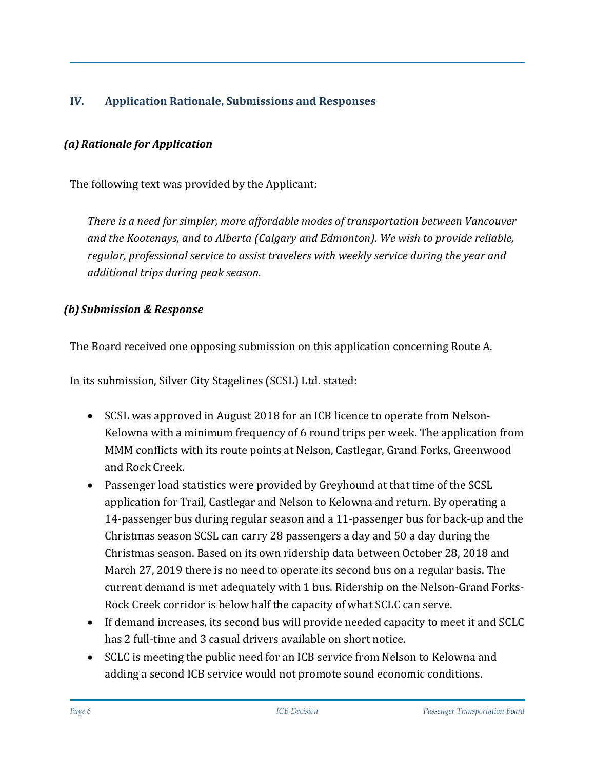## IV. Application Rationale, Submissions and Responses

### *(a) Rationale for Application*

The following text was provided by the Applicant:

*There is a need for simpler, more affordable modes of transportation between Vancouver and the Kootenays, and to Alberta (Calgary and Edmonton). We wish to provide reliable, regular, professional service to assist travelers with weekly service during the year and additional trips during peak season.*

### *(b) Submission & Response*

The Board received one opposing submission on this application concerning Route A.

In its submission, Silver City Stagelines (SCSL) Ltd. stated:

- SCSL was approved in August 2018 for an ICB licence to operate from Nelson-Kelowna with a minimum frequency of 6 round trips per week. The application from MMM conflicts with its route points at Nelson, Castlegar, Grand Forks, Greenwood and Rock Creek.
- Passenger load statistics were provided by Greyhound at that time of the SCSL application for Trail, Castlegar and Nelson to Kelowna and return. By operating a 14-passenger bus during regular season and a 11-passenger bus for back-up and the Christmas season SCSL can carry 28 passengers a day and 50 a day during the Christmas season. Based on its own ridership data between October 28, 2018 and March 27, 2019 there is no need to operate its second bus on a regular basis. The current demand is met adequately with 1 bus. Ridership on the Nelson-Grand Forks-Rock Creek corridor is below half the capacity of what SCLC can serve.
- If demand increases, its second bus will provide needed capacity to meet it and SCLC has 2 full-time and 3 casual drivers available on short notice.
- SCLC is meeting the public need for an ICB service from Nelson to Kelowna and adding a second ICB service would not promote sound economic conditions.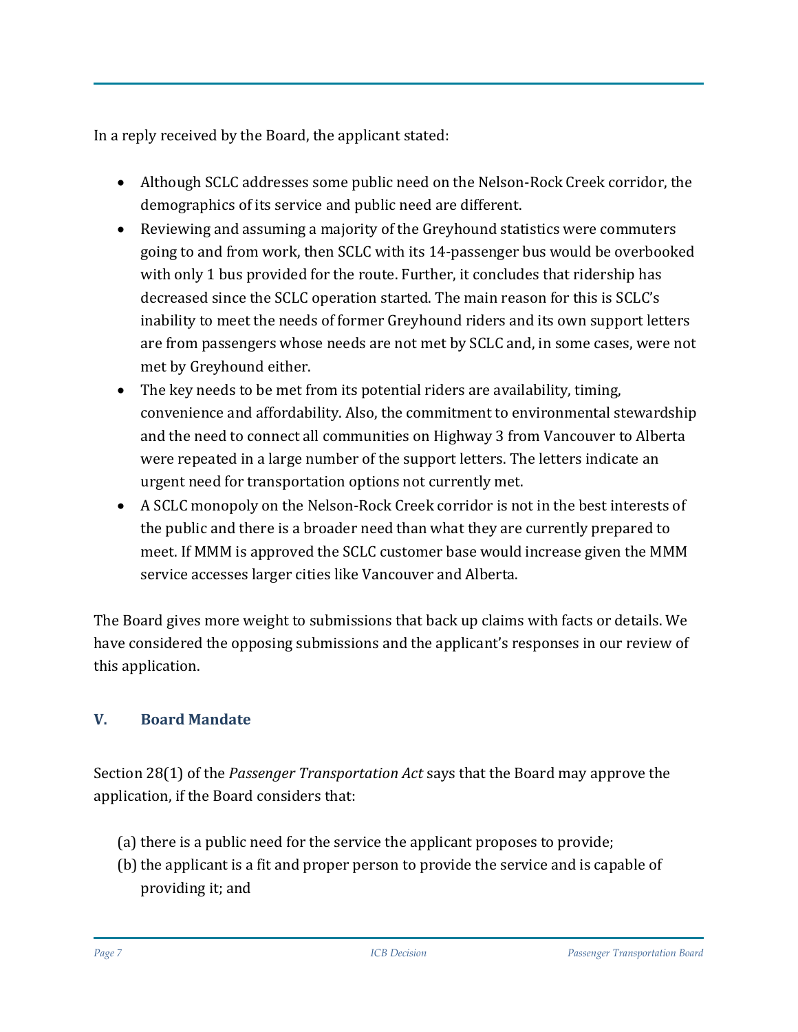In a reply received by the Board, the applicant stated:

- Although SCLC addresses some public need on the Nelson-Rock Creek corridor, the demographics of its service and public need are different.
- Reviewing and assuming a majority of the Greyhound statistics were commuters going to and from work, then SCLC with its 14-passenger bus would be overbooked with only 1 bus provided for the route. Further, it concludes that ridership has decreased since the SCLC operation started. The main reason for this is SCLC's inability to meet the needs of former Greyhound riders and its own support letters are from passengers whose needs are not met by SCLC and, in some cases, were not met by Greyhound either.
- The key needs to be met from its potential riders are availability, timing, convenience and affordability. Also, the commitment to environmental stewardship and the need to connect all communities on Highway 3 from Vancouver to Alberta were repeated in a large number of the support letters. The letters indicate an urgent need for transportation options not currently met.
- A SCLC monopoly on the Nelson-Rock Creek corridor is not in the best interests of the public and there is a broader need than what they are currently prepared to meet. If MMM is approved the SCLC customer base would increase given the MMM service accesses larger cities like Vancouver and Alberta.

The Board gives more weight to submissions that back up claims with facts or details. We have considered the opposing submissions and the applicant's responses in our review of this application.

## V. Board Mandate

Section 28(1) of the *Passenger Transportation Act* says that the Board may approve the application, if the Board considers that:

(a) there is a public need for the service the applicant proposes to provide;
(b) the applicant is a fit and proper person to provide the service and is capable of providing it; and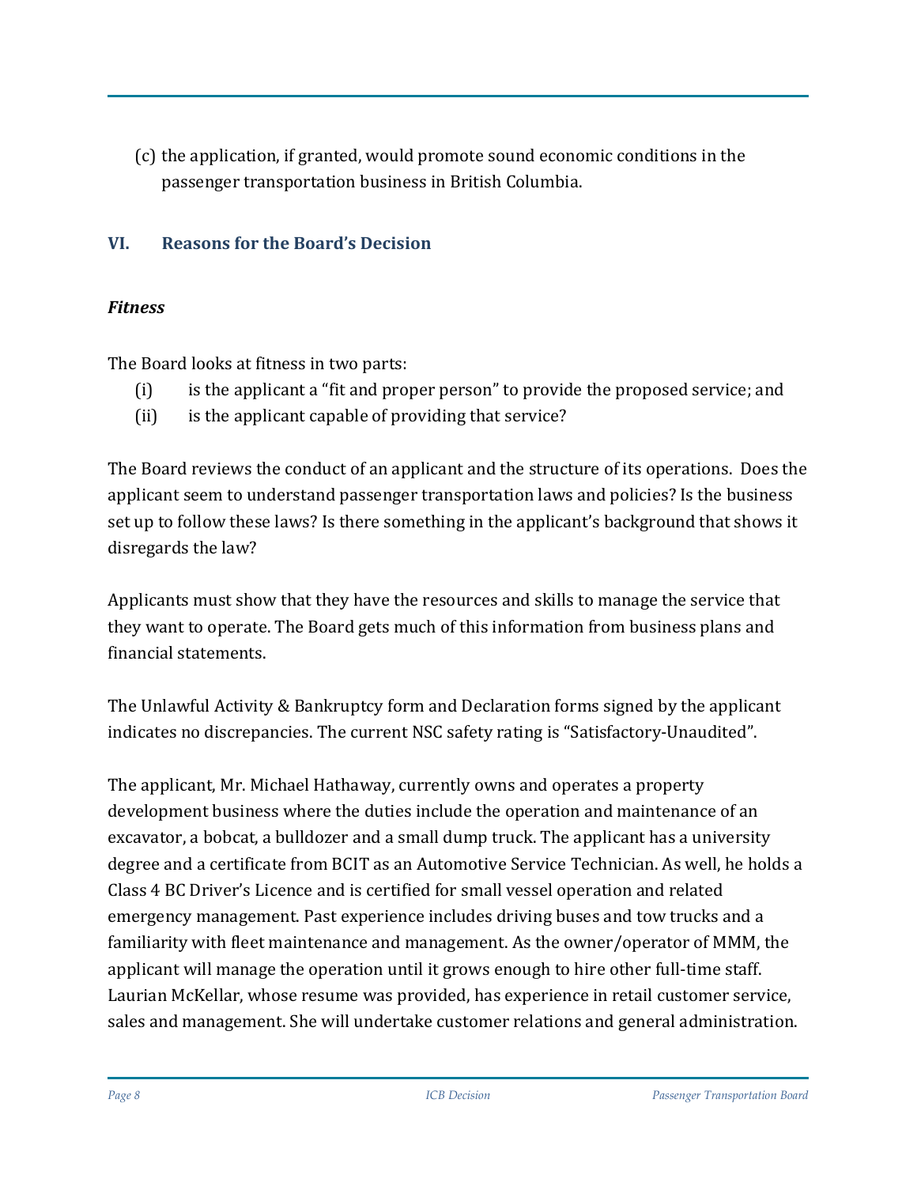(c) the application, if granted, would promote sound economic conditions in the passenger transportation business in British Columbia.

## VI. Reasons for the Board's Decision

### *Fitness*

The Board looks at fitness in two parts:

(i) is the applicant a "fit and proper person" to provide the proposed service; and
(ii) is the applicant capable of providing that service?

The Board reviews the conduct of an applicant and the structure of its operations. Does the applicant seem to understand passenger transportation laws and policies? Is the business set up to follow these laws? Is there something in the applicant's background that shows it disregards the law?

Applicants must show that they have the resources and skills to manage the service that they want to operate. The Board gets much of this information from business plans and financial statements.

The Unlawful Activity & Bankruptcy form and Declaration forms signed by the applicant indicates no discrepancies. The current NSC safety rating is "Satisfactory-Unaudited".

The applicant, Mr. Michael Hathaway, currently owns and operates a property development business where the duties include the operation and maintenance of an excavator, a bobcat, a bulldozer and a small dump truck. The applicant has a university degree and a certificate from BCIT as an Automotive Service Technician. As well, he holds a Class 4 BC Driver's Licence and is certified for small vessel operation and related emergency management. Past experience includes driving buses and tow trucks and a familiarity with fleet maintenance and management. As the owner/operator of MMM, the applicant will manage the operation until it grows enough to hire other full-time staff. Laurian McKellar, whose resume was provided, has experience in retail customer service, sales and management. She will undertake customer relations and general administration.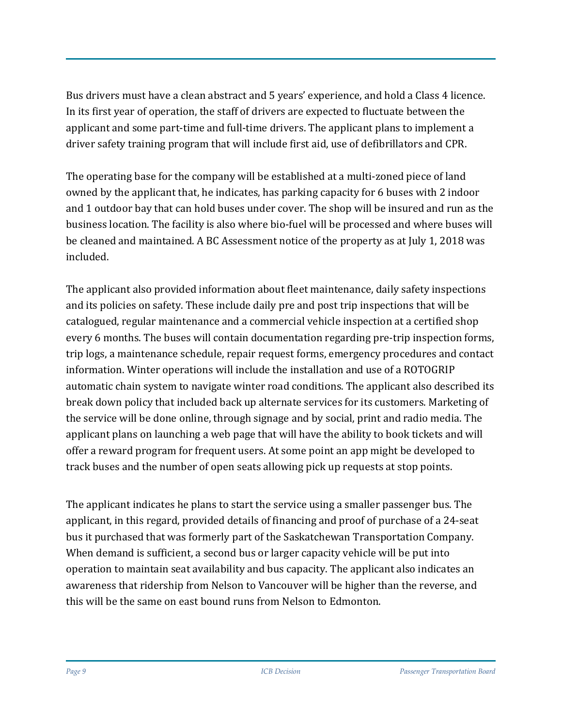Bus drivers must have a clean abstract and 5 years' experience, and hold a Class 4 licence. In its first year of operation, the staff of drivers are expected to fluctuate between the applicant and some part-time and full-time drivers. The applicant plans to implement a driver safety training program that will include first aid, use of defibrillators and CPR.

The operating base for the company will be established at a multi-zoned piece of land owned by the applicant that, he indicates, has parking capacity for 6 buses with 2 indoor and 1 outdoor bay that can hold buses under cover. The shop will be insured and run as the business location. The facility is also where bio-fuel will be processed and where buses will be cleaned and maintained. A BC Assessment notice of the property as at July 1, 2018 was included.

The applicant also provided information about fleet maintenance, daily safety inspections and its policies on safety. These include daily pre and post trip inspections that will be catalogued, regular maintenance and a commercial vehicle inspection at a certified shop every 6 months. The buses will contain documentation regarding pre-trip inspection forms, trip logs, a maintenance schedule, repair request forms, emergency procedures and contact information. Winter operations will include the installation and use of a ROTOGRIP automatic chain system to navigate winter road conditions. The applicant also described its break down policy that included back up alternate services for its customers. Marketing of the service will be done online, through signage and by social, print and radio media. The applicant plans on launching a web page that will have the ability to book tickets and will offer a reward program for frequent users. At some point an app might be developed to track buses and the number of open seats allowing pick up requests at stop points.

The applicant indicates he plans to start the service using a smaller passenger bus. The applicant, in this regard, provided details of financing and proof of purchase of a 24-seat bus it purchased that was formerly part of the Saskatchewan Transportation Company. When demand is sufficient, a second bus or larger capacity vehicle will be put into operation to maintain seat availability and bus capacity. The applicant also indicates an awareness that ridership from Nelson to Vancouver will be higher than the reverse, and this will be the same on east bound runs from Nelson to Edmonton.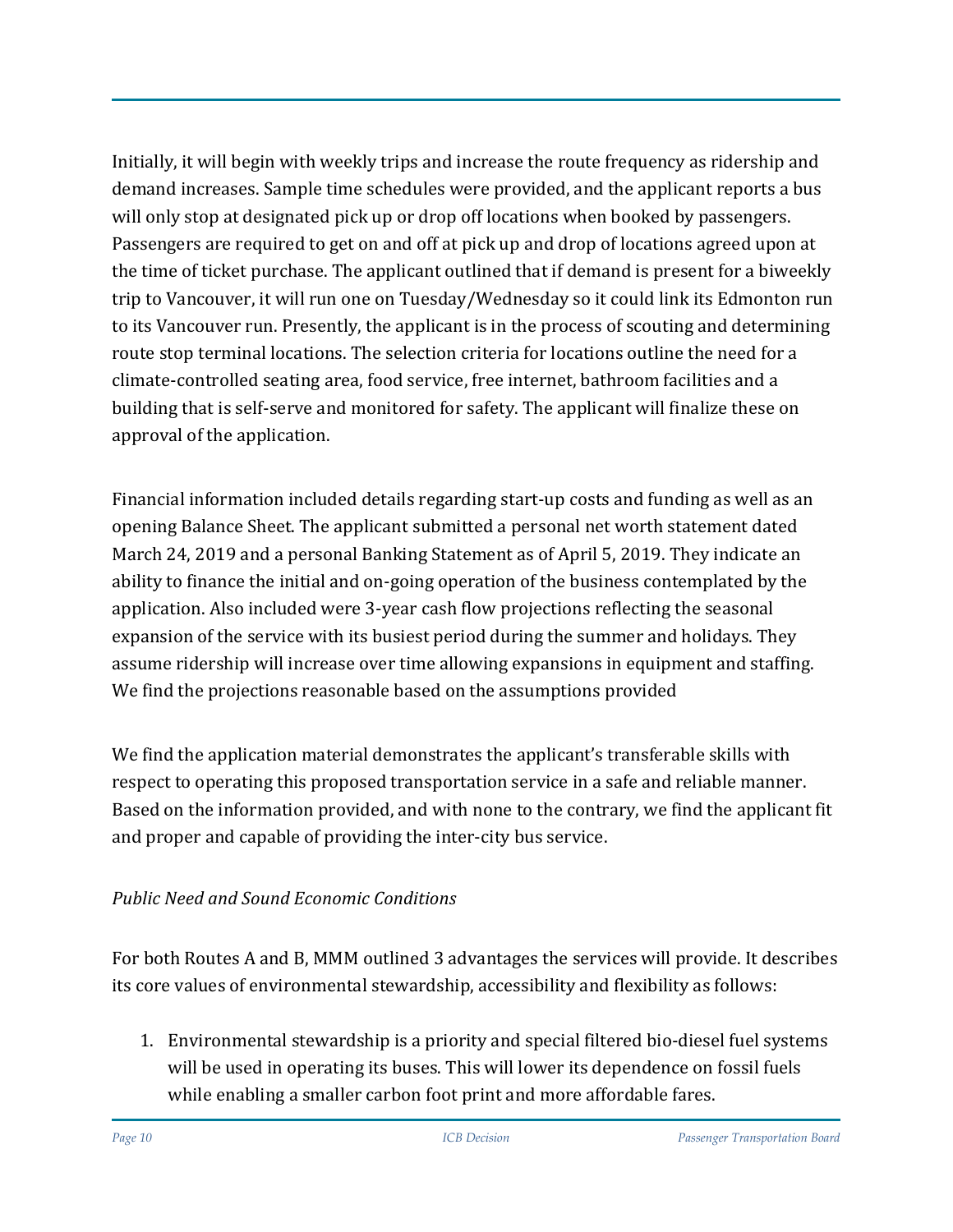Initially, it will begin with weekly trips and increase the route frequency as ridership and demand increases. Sample time schedules were provided, and the applicant reports a bus will only stop at designated pick up or drop off locations when booked by passengers. Passengers are required to get on and off at pick up and drop of locations agreed upon at the time of ticket purchase. The applicant outlined that if demand is present for a biweekly trip to Vancouver, it will run one on Tuesday/Wednesday so it could link its Edmonton run to its Vancouver run. Presently, the applicant is in the process of scouting and determining route stop terminal locations. The selection criteria for locations outline the need for a climate-controlled seating area, food service, free internet, bathroom facilities and a building that is self-serve and monitored for safety. The applicant will finalize these on approval of the application.

Financial information included details regarding start-up costs and funding as well as an opening Balance Sheet. The applicant submitted a personal net worth statement dated March 24, 2019 and a personal Banking Statement as of April 5, 2019. They indicate an ability to finance the initial and on-going operation of the business contemplated by the application. Also included were 3-year cash flow projections reflecting the seasonal expansion of the service with its busiest period during the summer and holidays. They assume ridership will increase over time allowing expansions in equipment and staffing. We find the projections reasonable based on the assumptions provided

We find the application material demonstrates the applicant's transferable skills with respect to operating this proposed transportation service in a safe and reliable manner. Based on the information provided, and with none to the contrary, we find the applicant fit and proper and capable of providing the inter-city bus service.

*Public Need and Sound Economic Conditions*

For both Routes A and B, MMM outlined 3 advantages the services will provide. It describes its core values of environmental stewardship, accessibility and flexibility as follows:

1. Environmental stewardship is a priority and special filtered bio-diesel fuel systems will be used in operating its buses. This will lower its dependence on fossil fuels while enabling a smaller carbon foot print and more affordable fares.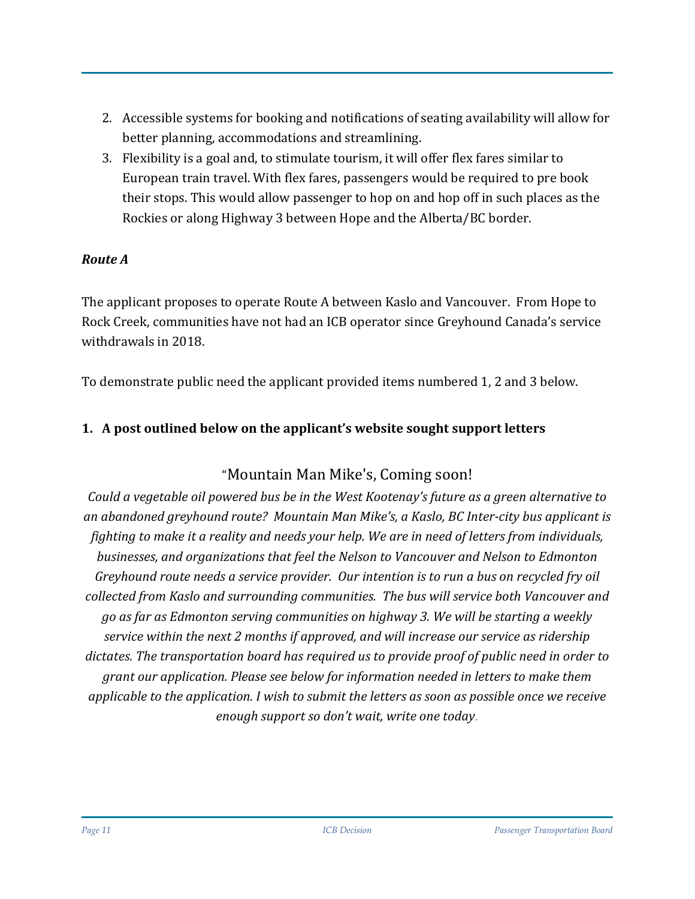2. Accessible systems for booking and notifications of seating availability will allow for better planning, accommodations and streamlining.
3. Flexibility is a goal and, to stimulate tourism, it will offer flex fares similar to European train travel. With flex fares, passengers would be required to pre book their stops. This would allow passenger to hop on and hop off in such places as the Rockies or along Highway 3 between Hope and the Alberta/BC border.

***Route A***

The applicant proposes to operate Route A between Kaslo and Vancouver. From Hope to Rock Creek, communities have not had an ICB operator since Greyhound Canada's service withdrawals in 2018.

To demonstrate public need the applicant provided items numbered 1, 2 and 3 below.

**1. A post outlined below on the applicant's website sought support letters**

"Mountain Man Mike's, Coming soon!

*Could a vegetable oil powered bus be in the West Kootenay's future as a green alternative to an abandoned greyhound route? Mountain Man Mike's, a Kaslo, BC Inter-city bus applicant is fighting to make it a reality and needs your help. We are in need of letters from individuals, businesses, and organizations that feel the Nelson to Vancouver and Nelson to Edmonton Greyhound route needs a service provider. Our intention is to run a bus on recycled fry oil collected from Kaslo and surrounding communities. The bus will service both Vancouver and go as far as Edmonton serving communities on highway 3. We will be starting a weekly service within the next 2 months if approved, and will increase our service as ridership dictates. The transportation board has required us to provide proof of public need in order to grant our application. Please see below for information needed in letters to make them applicable to the application. I wish to submit the letters as soon as possible once we receive enough support so don't wait, write one today.*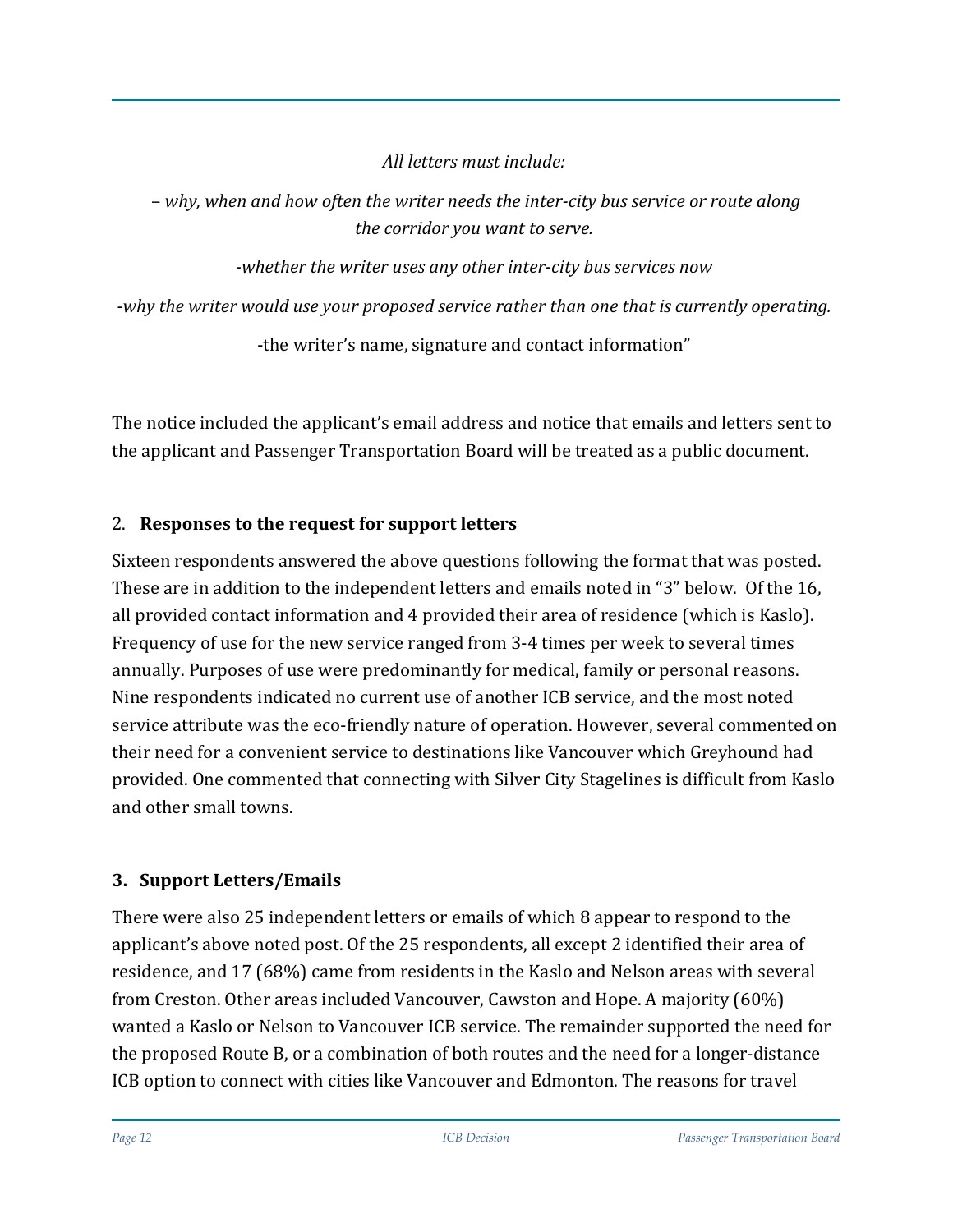*All letters must include:*

*– why, when and how often the writer needs the inter-city bus service or route along the corridor you want to serve.*

*-whether the writer uses any other inter-city bus services now*

*-why the writer would use your proposed service rather than one that is currently operating.*

-the writer's name, signature and contact information"

The notice included the applicant's email address and notice that emails and letters sent to the applicant and Passenger Transportation Board will be treated as a public document.

2. **Responses to the request for support letters**

Sixteen respondents answered the above questions following the format that was posted. These are in addition to the independent letters and emails noted in "3" below. Of the 16, all provided contact information and 4 provided their area of residence (which is Kaslo). Frequency of use for the new service ranged from 3-4 times per week to several times annually. Purposes of use were predominantly for medical, family or personal reasons. Nine respondents indicated no current use of another ICB service, and the most noted service attribute was the eco-friendly nature of operation. However, several commented on their need for a convenient service to destinations like Vancouver which Greyhound had provided. One commented that connecting with Silver City Stagelines is difficult from Kaslo and other small towns.

**3. Support Letters/Emails**

There were also 25 independent letters or emails of which 8 appear to respond to the applicant's above noted post. Of the 25 respondents, all except 2 identified their area of residence, and 17 (68%) came from residents in the Kaslo and Nelson areas with several from Creston. Other areas included Vancouver, Cawston and Hope. A majority (60%) wanted a Kaslo or Nelson to Vancouver ICB service. The remainder supported the need for the proposed Route B, or a combination of both routes and the need for a longer-distance ICB option to connect with cities like Vancouver and Edmonton. The reasons for travel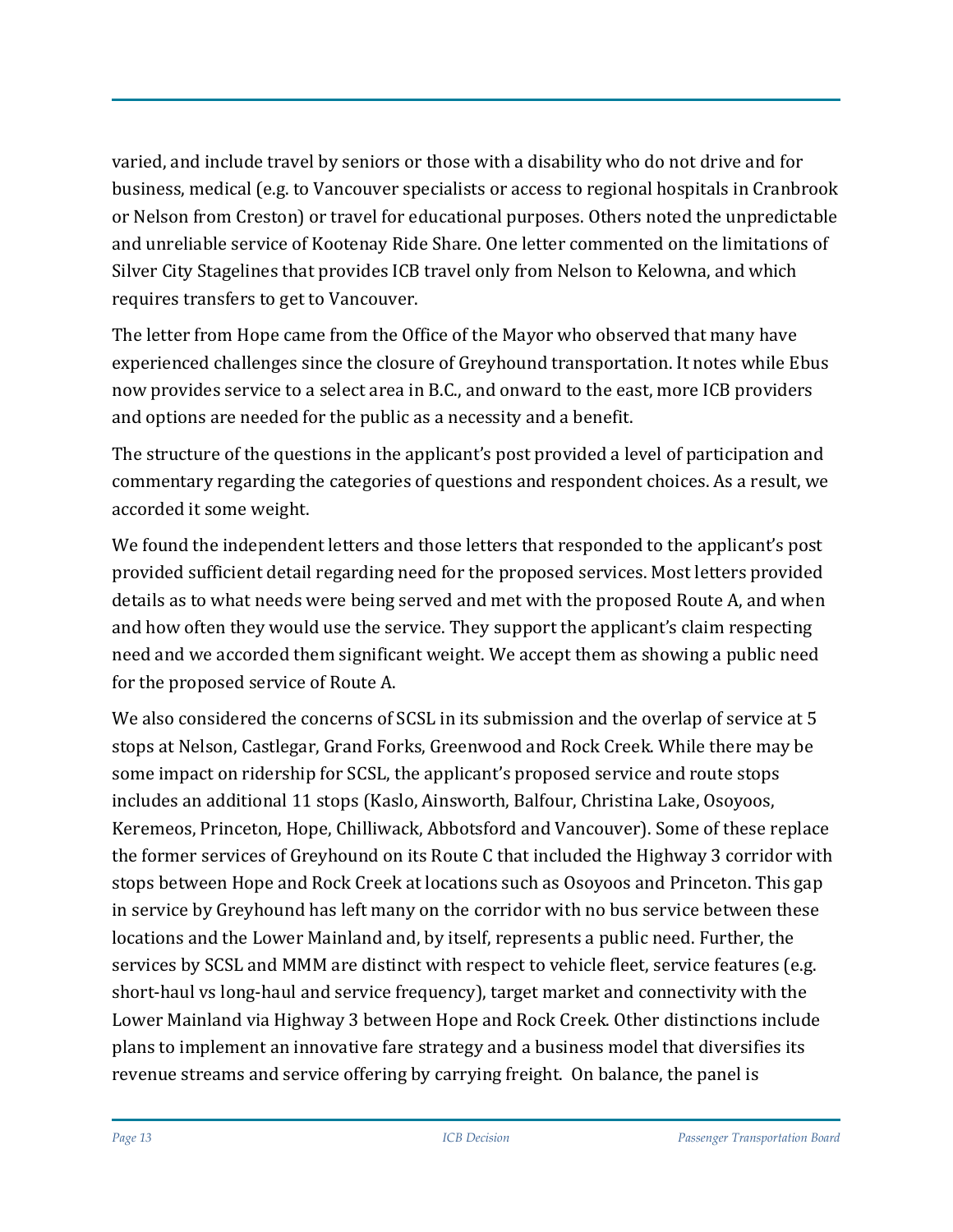varied, and include travel by seniors or those with a disability who do not drive and for business, medical (e.g. to Vancouver specialists or access to regional hospitals in Cranbrook or Nelson from Creston) or travel for educational purposes. Others noted the unpredictable and unreliable service of Kootenay Ride Share. One letter commented on the limitations of Silver City Stagelines that provides ICB travel only from Nelson to Kelowna, and which requires transfers to get to Vancouver.

The letter from Hope came from the Office of the Mayor who observed that many have experienced challenges since the closure of Greyhound transportation. It notes while Ebus now provides service to a select area in B.C., and onward to the east, more ICB providers and options are needed for the public as a necessity and a benefit.

The structure of the questions in the applicant's post provided a level of participation and commentary regarding the categories of questions and respondent choices. As a result, we accorded it some weight.

We found the independent letters and those letters that responded to the applicant's post provided sufficient detail regarding need for the proposed services. Most letters provided details as to what needs were being served and met with the proposed Route A, and when and how often they would use the service. They support the applicant's claim respecting need and we accorded them significant weight. We accept them as showing a public need for the proposed service of Route A.

We also considered the concerns of SCSL in its submission and the overlap of service at 5 stops at Nelson, Castlegar, Grand Forks, Greenwood and Rock Creek. While there may be some impact on ridership for SCSL, the applicant's proposed service and route stops includes an additional 11 stops (Kaslo, Ainsworth, Balfour, Christina Lake, Osoyoos, Keremeos, Princeton, Hope, Chilliwack, Abbotsford and Vancouver). Some of these replace the former services of Greyhound on its Route C that included the Highway 3 corridor with stops between Hope and Rock Creek at locations such as Osoyoos and Princeton. This gap in service by Greyhound has left many on the corridor with no bus service between these locations and the Lower Mainland and, by itself, represents a public need. Further, the services by SCSL and MMM are distinct with respect to vehicle fleet, service features (e.g. short-haul vs long-haul and service frequency), target market and connectivity with the Lower Mainland via Highway 3 between Hope and Rock Creek. Other distinctions include plans to implement an innovative fare strategy and a business model that diversifies its revenue streams and service offering by carrying freight. On balance, the panel is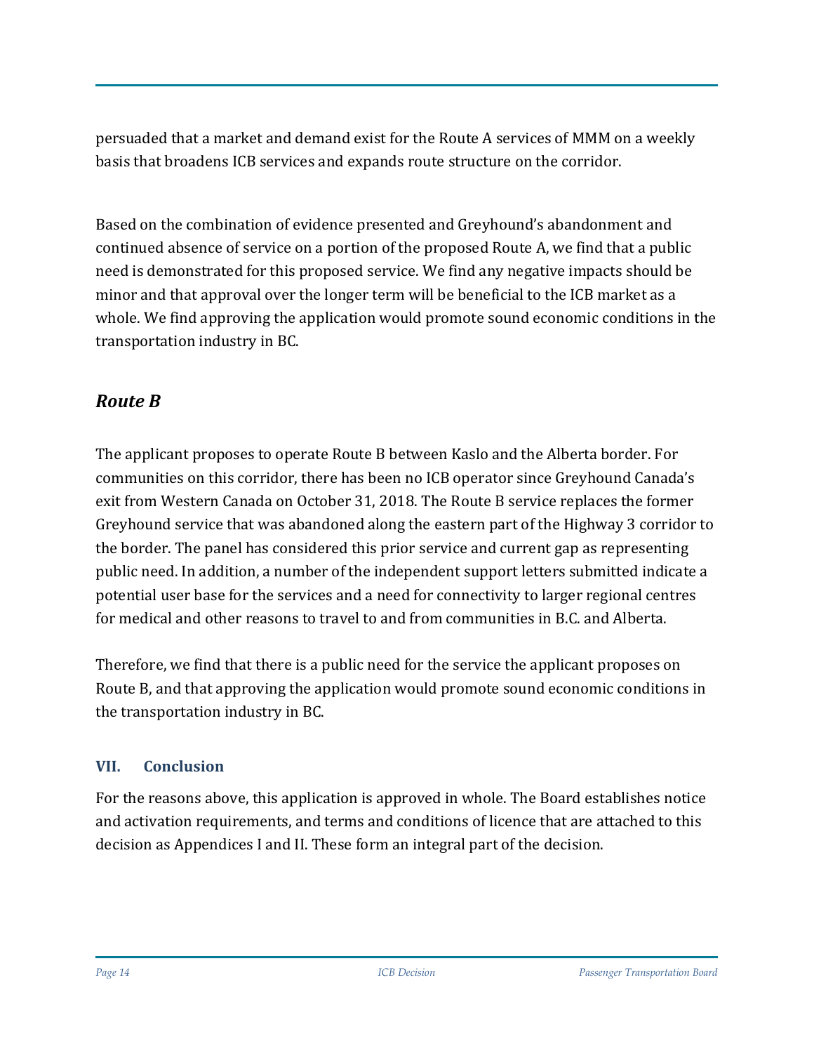persuaded that a market and demand exist for the Route A services of MMM on a weekly basis that broadens ICB services and expands route structure on the corridor.

Based on the combination of evidence presented and Greyhound's abandonment and continued absence of service on a portion of the proposed Route A, we find that a public need is demonstrated for this proposed service. We find any negative impacts should be minor and that approval over the longer term will be beneficial to the ICB market as a whole. We find approving the application would promote sound economic conditions in the transportation industry in BC.

### *Route B*

The applicant proposes to operate Route B between Kaslo and the Alberta border. For communities on this corridor, there has been no ICB operator since Greyhound Canada's exit from Western Canada on October 31, 2018. The Route B service replaces the former Greyhound service that was abandoned along the eastern part of the Highway 3 corridor to the border. The panel has considered this prior service and current gap as representing public need. In addition, a number of the independent support letters submitted indicate a potential user base for the services and a need for connectivity to larger regional centres for medical and other reasons to travel to and from communities in B.C. and Alberta.

Therefore, we find that there is a public need for the service the applicant proposes on Route B, and that approving the application would promote sound economic conditions in the transportation industry in BC.

## VII. Conclusion

For the reasons above, this application is approved in whole. The Board establishes notice and activation requirements, and terms and conditions of licence that are attached to this decision as Appendices I and II. These form an integral part of the decision.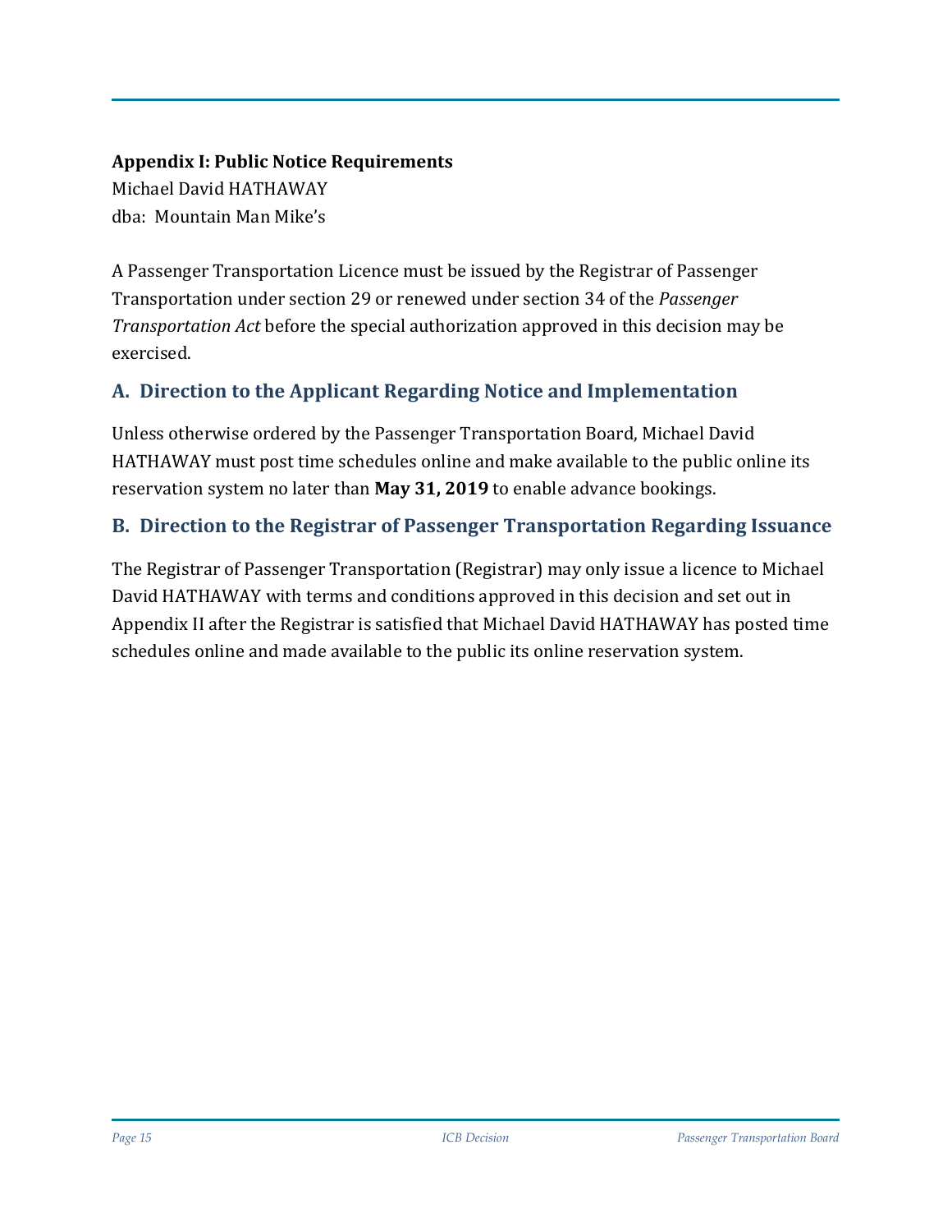**Appendix I: Public Notice Requirements**

Michael David HATHAWAY
dba: Mountain Man Mike's

A Passenger Transportation Licence must be issued by the Registrar of Passenger Transportation under section 29 or renewed under section 34 of the *Passenger Transportation Act* before the special authorization approved in this decision may be exercised.

## A. Direction to the Applicant Regarding Notice and Implementation

Unless otherwise ordered by the Passenger Transportation Board, Michael David HATHAWAY must post time schedules online and make available to the public online its reservation system no later than **May 31, 2019** to enable advance bookings.

## B. Direction to the Registrar of Passenger Transportation Regarding Issuance

The Registrar of Passenger Transportation (Registrar) may only issue a licence to Michael David HATHAWAY with terms and conditions approved in this decision and set out in Appendix II after the Registrar is satisfied that Michael David HATHAWAY has posted time schedules online and made available to the public its online reservation system.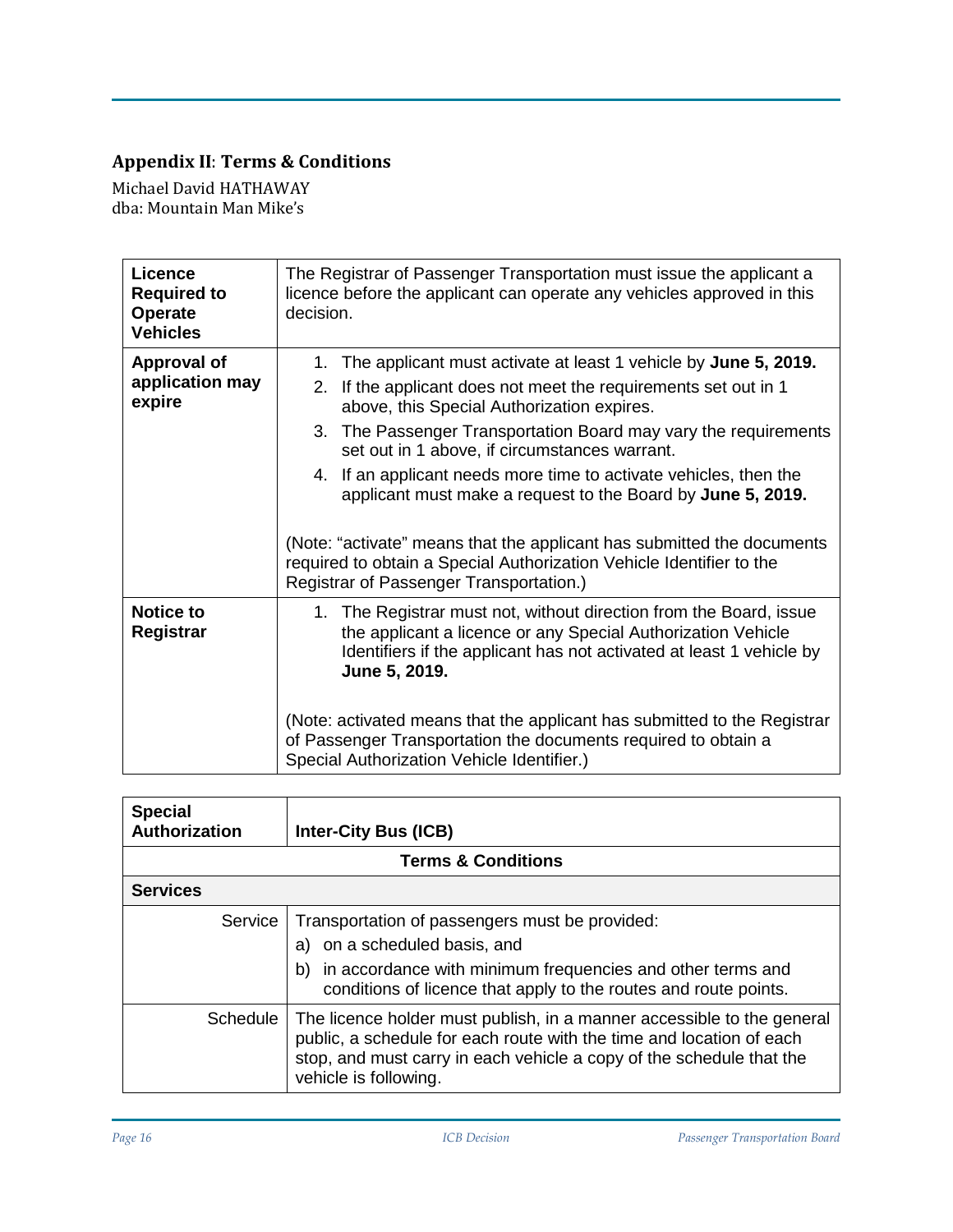## Appendix II: Terms & Conditions

Michael David HATHAWAY
dba: Mountain Man Mike's

| | |
|---|---|
| **Licence Required to Operate Vehicles** | The Registrar of Passenger Transportation must issue the applicant a licence before the applicant can operate any vehicles approved in this decision. |
| **Approval of application may expire** | 1. The applicant must activate at least 1 vehicle by **June 5, 2019.**<br>2. If the applicant does not meet the requirements set out in 1 above, this Special Authorization expires.<br>3. The Passenger Transportation Board may vary the requirements set out in 1 above, if circumstances warrant.<br>4. If an applicant needs more time to activate vehicles, then the applicant must make a request to the Board by **June 5, 2019.**<br><br>(Note: "activate" means that the applicant has submitted the documents required to obtain a Special Authorization Vehicle Identifier to the Registrar of Passenger Transportation.) |
| **Notice to Registrar** | 1. The Registrar must not, without direction from the Board, issue the applicant a licence or any Special Authorization Vehicle Identifiers if the applicant has not activated at least 1 vehicle by **June 5, 2019.**<br><br>(Note: activated means that the applicant has submitted to the Registrar of Passenger Transportation the documents required to obtain a Special Authorization Vehicle Identifier.) |

| **Special Authorization** | **Inter-City Bus (ICB)** |
|---|---|
| **Terms & Conditions** | |
| **Services** | |
| Service | Transportation of passengers must be provided:<br>a) on a scheduled basis, and<br>b) in accordance with minimum frequencies and other terms and conditions of licence that apply to the routes and route points. |
| Schedule | The licence holder must publish, in a manner accessible to the general public, a schedule for each route with the time and location of each stop, and must carry in each vehicle a copy of the schedule that the vehicle is following. |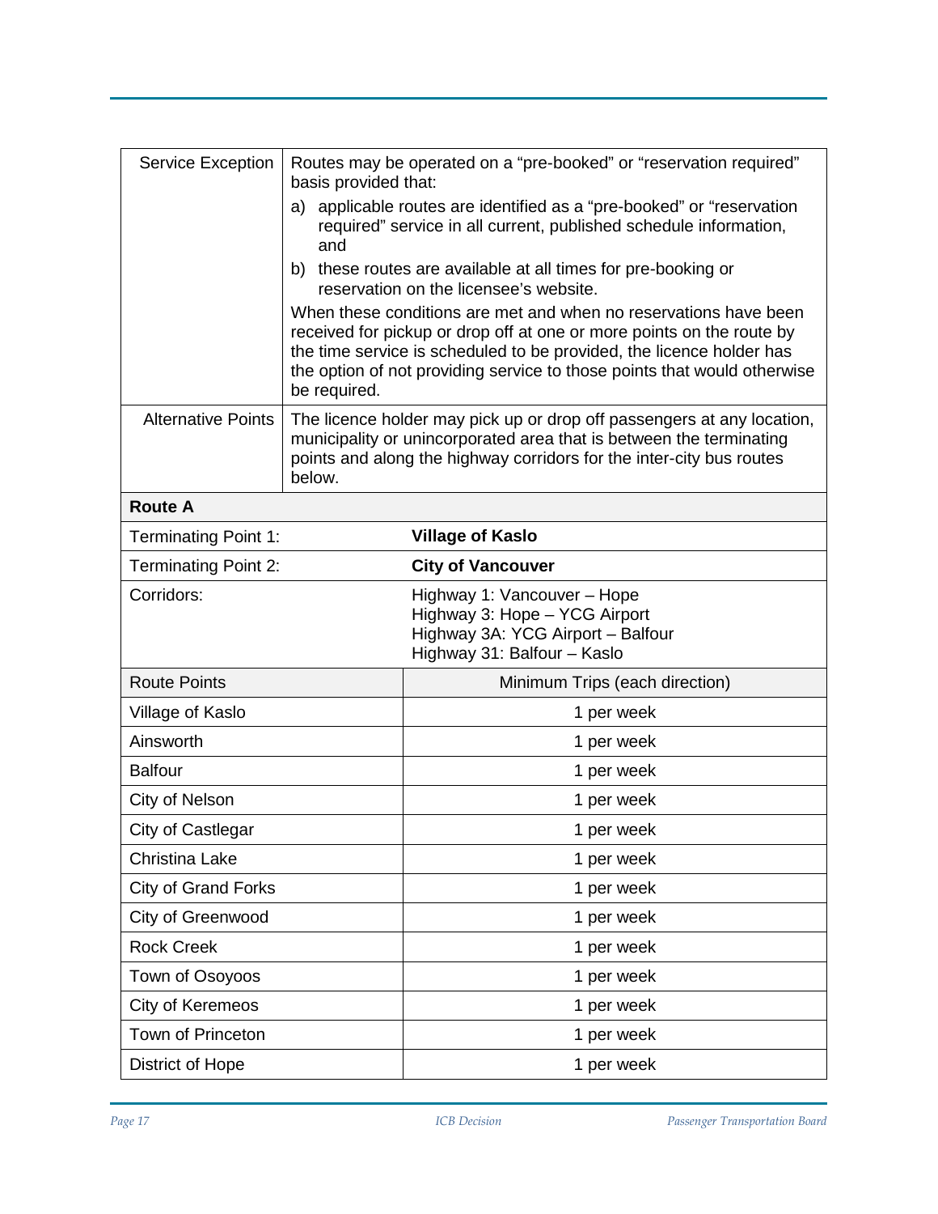| Service Exception | Routes may be operated on a "pre-booked" or "reservation required" basis provided that:<br>a) applicable routes are identified as a "pre-booked" or "reservation required" service in all current, published schedule information, and<br>b) these routes are available at all times for pre-booking or reservation on the licensee's website.<br>When these conditions are met and when no reservations have been received for pickup or drop off at one or more points on the route by the time service is scheduled to be provided, the licence holder has the option of not providing service to those points that would otherwise be required. |
|---|---|
| Alternative Points | The licence holder may pick up or drop off passengers at any location, municipality or unincorporated area that is between the terminating points and along the highway corridors for the inter-city bus routes below. |

| **Route A** | |
|---|---|
| Terminating Point 1: | **Village of Kaslo** |
| Terminating Point 2: | **City of Vancouver** |
| Corridors: | Highway 1: Vancouver – Hope<br>Highway 3: Hope – YCG Airport<br>Highway 3A: YCG Airport – Balfour<br>Highway 31: Balfour – Kaslo |
| Route Points | Minimum Trips (each direction) |
| Village of Kaslo | 1 per week |
| Ainsworth | 1 per week |
| Balfour | 1 per week |
| City of Nelson | 1 per week |
| City of Castlegar | 1 per week |
| Christina Lake | 1 per week |
| City of Grand Forks | 1 per week |
| City of Greenwood | 1 per week |
| Rock Creek | 1 per week |
| Town of Osoyoos | 1 per week |
| City of Keremeos | 1 per week |
| Town of Princeton | 1 per week |
| District of Hope | 1 per week |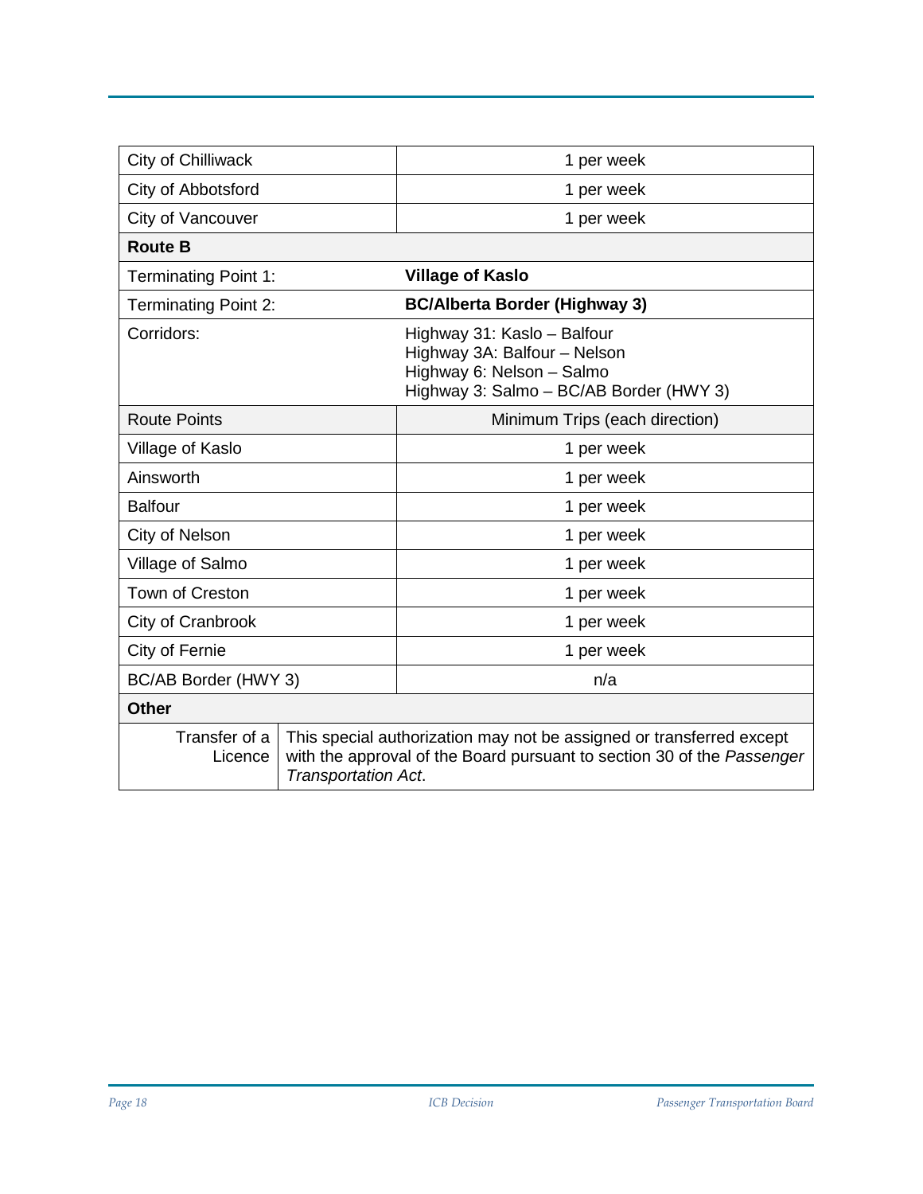| | |
|---|---|
| City of Chilliwack | 1 per week |
| City of Abbotsford | 1 per week |
| City of Vancouver | 1 per week |
| **Route B** | |
| Terminating Point 1: | **Village of Kaslo** |
| Terminating Point 2: | **BC/Alberta Border (Highway 3)** |
| Corridors: | Highway 31: Kaslo – Balfour<br>Highway 3A: Balfour – Nelson<br>Highway 6: Nelson – Salmo<br>Highway 3: Salmo – BC/AB Border (HWY 3) |
| Route Points | Minimum Trips (each direction) |
| Village of Kaslo | 1 per week |
| Ainsworth | 1 per week |
| Balfour | 1 per week |
| City of Nelson | 1 per week |
| Village of Salmo | 1 per week |
| Town of Creston | 1 per week |
| City of Cranbrook | 1 per week |
| City of Fernie | 1 per week |
| BC/AB Border (HWY 3) | n/a |
| **Other** | |
| Transfer of a Licence | This special authorization may not be assigned or transferred except with the approval of the Board pursuant to section 30 of the *Passenger Transportation Act*. |